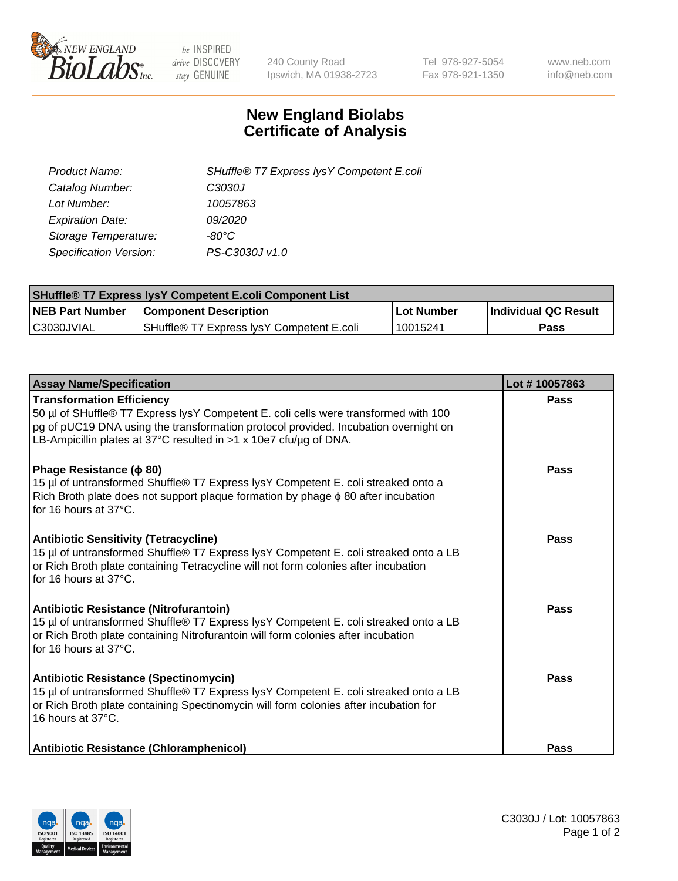New England Biolabs Inc. — be INSPIRED drive DISCOVERY stay GENUINE

240 County Road
Ipswich, MA 01938-2723

Tel 978-927-5054
Fax 978-921-1350

www.neb.com
info@neb.com

# New England Biolabs
# Certificate of Analysis

| | |
|---|---|
| *Product Name:* | *SHuffle® T7 Express lysY Competent E.coli* |
| *Catalog Number:* | *C3030J* |
| *Lot Number:* | *10057863* |
| *Expiration Date:* | *09/2020* |
| *Storage Temperature:* | *-80°C* |
| *Specification Version:* | *PS-C3030J v1.0* |

| SHuffle® T7 Express lysY Competent E.coli Component List | | | |
|---|---|---|---|
| **NEB Part Number** | **Component Description** | **Lot Number** | **Individual QC Result** |
| C3030JVIAL | SHuffle® T7 Express lysY Competent E.coli | 10015241 | **Pass** |

| Assay Name/Specification | Lot # 10057863 |
|---|---|
| **Transformation Efficiency**<br>50 µl of SHuffle® T7 Express lysY Competent E. coli cells were transformed with 100 pg of pUC19 DNA using the transformation protocol provided. Incubation overnight on LB-Ampicillin plates at 37°C resulted in >1 x 10e7 cfu/µg of DNA. | **Pass** |
| **Phage Resistance (ϕ 80)**<br>15 µl of untransformed Shuffle® T7 Express lysY Competent E. coli streaked onto a Rich Broth plate does not support plaque formation by phage ϕ 80 after incubation for 16 hours at 37°C. | **Pass** |
| **Antibiotic Sensitivity (Tetracycline)**<br>15 µl of untransformed Shuffle® T7 Express lysY Competent E. coli streaked onto a LB or Rich Broth plate containing Tetracycline will not form colonies after incubation for 16 hours at 37°C. | **Pass** |
| **Antibiotic Resistance (Nitrofurantoin)**<br>15 µl of untransformed Shuffle® T7 Express lysY Competent E. coli streaked onto a LB or Rich Broth plate containing Nitrofurantoin will form colonies after incubation for 16 hours at 37°C. | **Pass** |
| **Antibiotic Resistance (Spectinomycin)**<br>15 µl of untransformed Shuffle® T7 Express lysY Competent E. coli streaked onto a LB or Rich Broth plate containing Spectinomycin will form colonies after incubation for 16 hours at 37°C. | **Pass** |
| **Antibiotic Resistance (Chloramphenicol)** | **Pass** |

C3030J / Lot: 10057863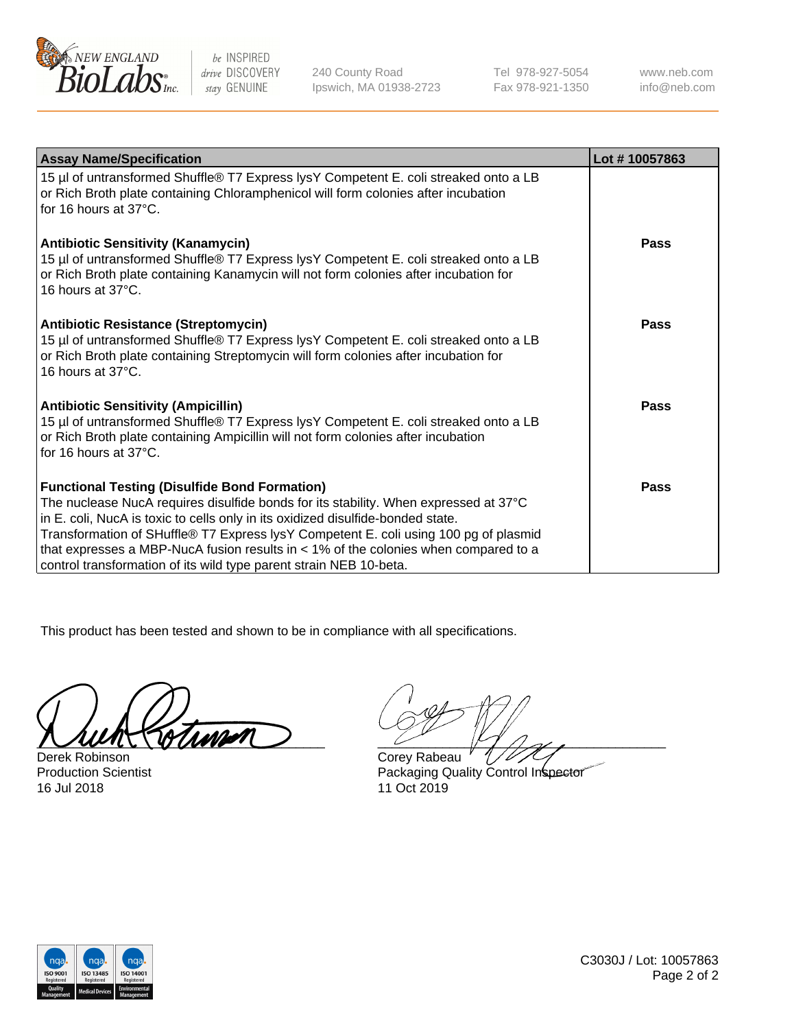| Assay Name/Specification | Lot # 10057863 |
|---|---|
| 15 µl of untransformed Shuffle® T7 Express lysY Competent E. coli streaked onto a LB or Rich Broth plate containing Chloramphenicol will form colonies after incubation for 16 hours at 37°C. | |
| **Antibiotic Sensitivity (Kanamycin)**<br>15 µl of untransformed Shuffle® T7 Express lysY Competent E. coli streaked onto a LB or Rich Broth plate containing Kanamycin will not form colonies after incubation for 16 hours at 37°C. | **Pass** |
| **Antibiotic Resistance (Streptomycin)**<br>15 µl of untransformed Shuffle® T7 Express lysY Competent E. coli streaked onto a LB or Rich Broth plate containing Streptomycin will form colonies after incubation for 16 hours at 37°C. | **Pass** |
| **Antibiotic Sensitivity (Ampicillin)**<br>15 µl of untransformed Shuffle® T7 Express lysY Competent E. coli streaked onto a LB or Rich Broth plate containing Ampicillin will not form colonies after incubation for 16 hours at 37°C. | **Pass** |
| **Functional Testing (Disulfide Bond Formation)**<br>The nuclease NucA requires disulfide bonds for its stability. When expressed at 37°C in E. coli, NucA is toxic to cells only in its oxidized disulfide-bonded state. Transformation of SHuffle® T7 Express lysY Competent E. coli using 100 pg of plasmid that expresses a MBP-NucA fusion results in < 1% of the colonies when compared to a control transformation of its wild type parent strain NEB 10-beta. | **Pass** |

This product has been tested and shown to be in compliance with all specifications.

Derek Robinson
Production Scientist
16 Jul 2018

Corey Rabeau
Packaging Quality Control Inspector
11 Oct 2019

C3030J / Lot: 10057863